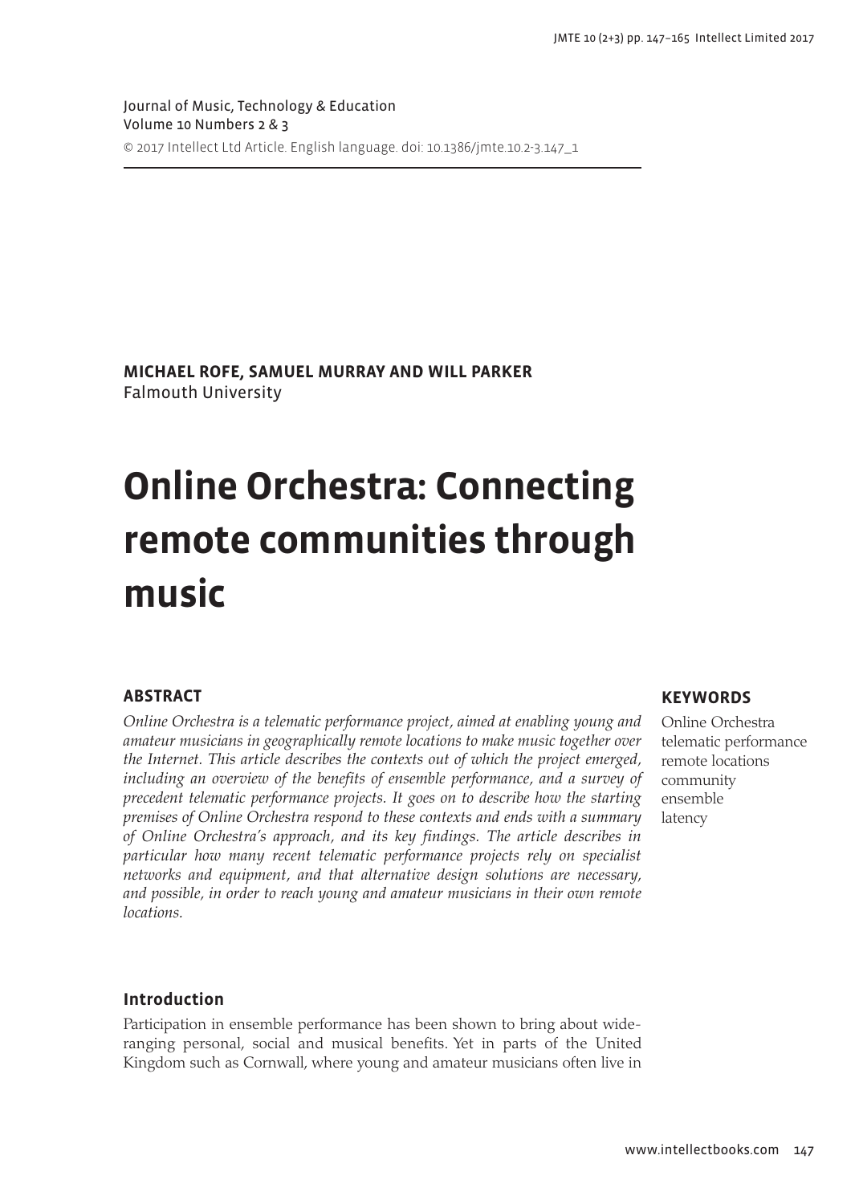Journal of Music, Technology & Education
Volume 10 Numbers 2 & 3
© 2017 Intellect Ltd Article. English language. doi: 10.1386/jmte.10.2-3.147_1

**MICHAEL ROFE, SAMUEL MURRAY AND WILL PARKER**
Falmouth University

# Online Orchestra: Connecting remote communities through music

## ABSTRACT

*Online Orchestra is a telematic performance project, aimed at enabling young and amateur musicians in geographically remote locations to make music together over the Internet. This article describes the contexts out of which the project emerged, including an overview of the benefits of ensemble performance, and a survey of precedent telematic performance projects. It goes on to describe how the starting premises of Online Orchestra respond to these contexts and ends with a summary of Online Orchestra's approach, and its key findings. The article describes in particular how many recent telematic performance projects rely on specialist networks and equipment, and that alternative design solutions are necessary, and possible, in order to reach young and amateur musicians in their own remote locations.*

## KEYWORDS

Online Orchestra
telematic performance
remote locations
community
ensemble
latency

## Introduction

Participation in ensemble performance has been shown to bring about wide-ranging personal, social and musical benefits. Yet in parts of the United Kingdom such as Cornwall, where young and amateur musicians often live in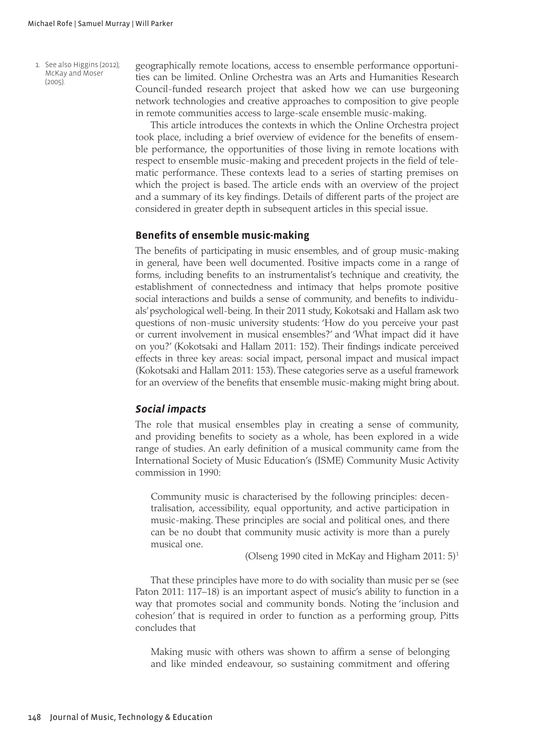geographically remote locations, access to ensemble performance opportunities can be limited. Online Orchestra was an Arts and Humanities Research Council-funded research project that asked how we can use burgeoning network technologies and creative approaches to composition to give people in remote communities access to large-scale ensemble music-making.

This article introduces the contexts in which the Online Orchestra project took place, including a brief overview of evidence for the benefits of ensemble performance, the opportunities of those living in remote locations with respect to ensemble music-making and precedent projects in the field of telematic performance. These contexts lead to a series of starting premises on which the project is based. The article ends with an overview of the project and a summary of its key findings. Details of different parts of the project are considered in greater depth in subsequent articles in this special issue.

## Benefits of ensemble music-making

The benefits of participating in music ensembles, and of group music-making in general, have been well documented. Positive impacts come in a range of forms, including benefits to an instrumentalist's technique and creativity, the establishment of connectedness and intimacy that helps promote positive social interactions and builds a sense of community, and benefits to individuals' psychological well-being. In their 2011 study, Kokotsaki and Hallam ask two questions of non-music university students: 'How do you perceive your past or current involvement in musical ensembles?' and 'What impact did it have on you?' (Kokotsaki and Hallam 2011: 152). Their findings indicate perceived effects in three key areas: social impact, personal impact and musical impact (Kokotsaki and Hallam 2011: 153). These categories serve as a useful framework for an overview of the benefits that ensemble music-making might bring about.

### *Social impacts*

The role that musical ensembles play in creating a sense of community, and providing benefits to society as a whole, has been explored in a wide range of studies. An early definition of a musical community came from the International Society of Music Education's (ISME) Community Music Activity commission in 1990:

> Community music is characterised by the following principles: decentralisation, accessibility, equal opportunity, and active participation in music-making. These principles are social and political ones, and there can be no doubt that community music activity is more than a purely musical one.
>
> (Olseng 1990 cited in McKay and Higham 2011: 5)[1]

That these principles have more to do with sociality than music per se (see Paton 2011: 117–18) is an important aspect of music's ability to function in a way that promotes social and community bonds. Noting the 'inclusion and cohesion' that is required in order to function as a performing group, Pitts concludes that

> Making music with others was shown to affirm a sense of belonging and like minded endeavour, so sustaining commitment and offering

1. See also Higgins (2012); McKay and Moser (2005).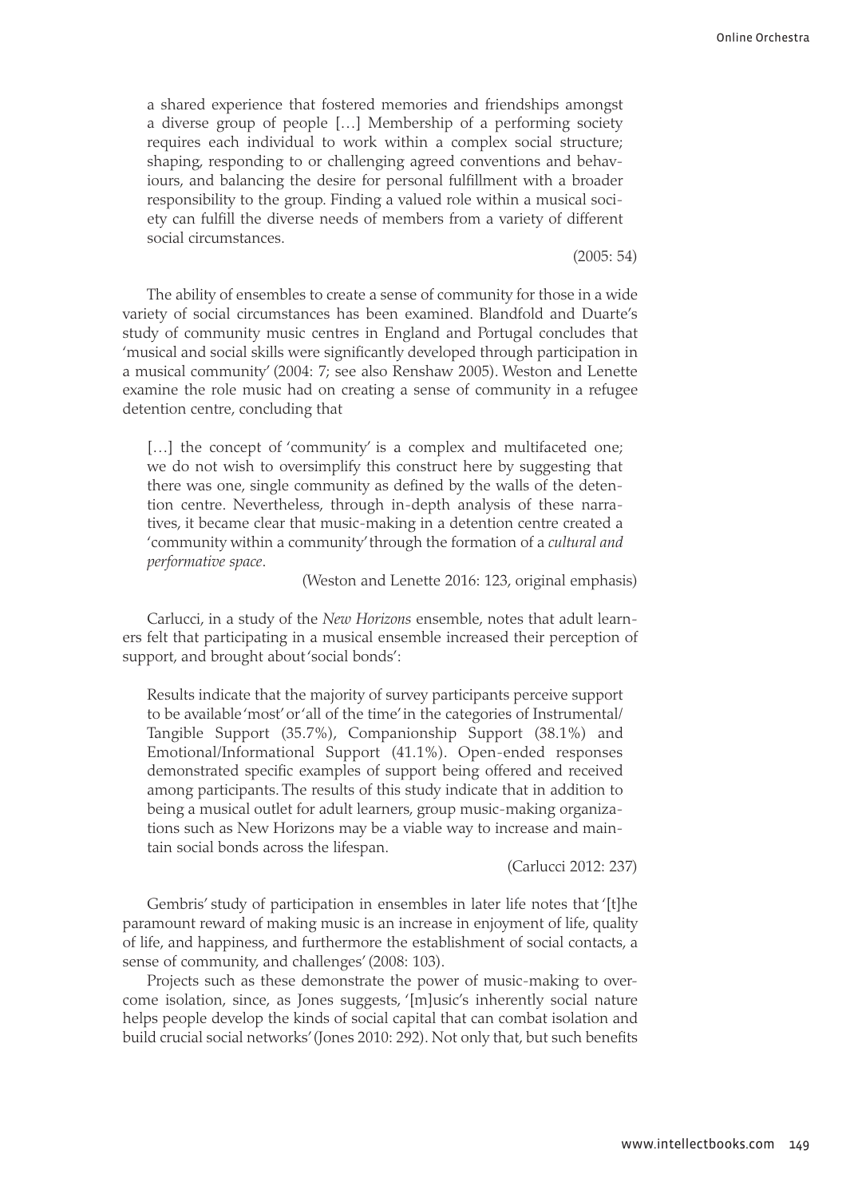> a shared experience that fostered memories and friendships amongst a diverse group of people […] Membership of a performing society requires each individual to work within a complex social structure; shaping, responding to or challenging agreed conventions and behaviours, and balancing the desire for personal fulfillment with a broader responsibility to the group. Finding a valued role within a musical society can fulfill the diverse needs of members from a variety of different social circumstances.
>
> (2005: 54)

The ability of ensembles to create a sense of community for those in a wide variety of social circumstances has been examined. Blandfold and Duarte's study of community music centres in England and Portugal concludes that 'musical and social skills were significantly developed through participation in a musical community' (2004: 7; see also Renshaw 2005). Weston and Lenette examine the role music had on creating a sense of community in a refugee detention centre, concluding that

> […] the concept of 'community' is a complex and multifaceted one; we do not wish to oversimplify this construct here by suggesting that there was one, single community as defined by the walls of the detention centre. Nevertheless, through in-depth analysis of these narratives, it became clear that music-making in a detention centre created a 'community within a community' through the formation of a *cultural and performative space*.
>
> (Weston and Lenette 2016: 123, original emphasis)

Carlucci, in a study of the *New Horizons* ensemble, notes that adult learners felt that participating in a musical ensemble increased their perception of support, and brought about 'social bonds':

> Results indicate that the majority of survey participants perceive support to be available 'most' or 'all of the time' in the categories of Instrumental/Tangible Support (35.7%), Companionship Support (38.1%) and Emotional/Informational Support (41.1%). Open-ended responses demonstrated specific examples of support being offered and received among participants. The results of this study indicate that in addition to being a musical outlet for adult learners, group music-making organizations such as New Horizons may be a viable way to increase and maintain social bonds across the lifespan.
>
> (Carlucci 2012: 237)

Gembris' study of participation in ensembles in later life notes that '[t]he paramount reward of making music is an increase in enjoyment of life, quality of life, and happiness, and furthermore the establishment of social contacts, a sense of community, and challenges' (2008: 103).

Projects such as these demonstrate the power of music-making to overcome isolation, since, as Jones suggests, '[m]usic's inherently social nature helps people develop the kinds of social capital that can combat isolation and build crucial social networks' (Jones 2010: 292). Not only that, but such benefits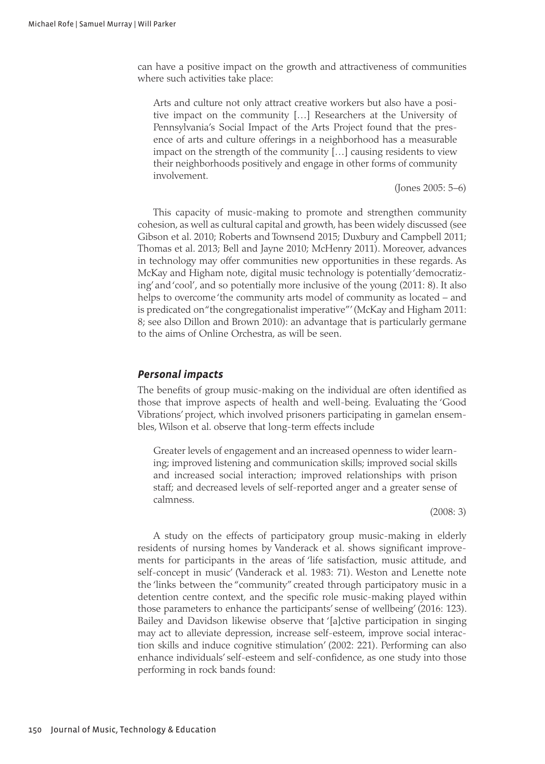can have a positive impact on the growth and attractiveness of communities where such activities take place:

> Arts and culture not only attract creative workers but also have a positive impact on the community […] Researchers at the University of Pennsylvania's Social Impact of the Arts Project found that the presence of arts and culture offerings in a neighborhood has a measurable impact on the strength of the community […] causing residents to view their neighborhoods positively and engage in other forms of community involvement.
>
> (Jones 2005: 5–6)

This capacity of music-making to promote and strengthen community cohesion, as well as cultural capital and growth, has been widely discussed (see Gibson et al. 2010; Roberts and Townsend 2015; Duxbury and Campbell 2011; Thomas et al. 2013; Bell and Jayne 2010; McHenry 2011). Moreover, advances in technology may offer communities new opportunities in these regards. As McKay and Higham note, digital music technology is potentially 'democratizing' and 'cool', and so potentially more inclusive of the young (2011: 8). It also helps to overcome 'the community arts model of community as located – and is predicated on "the congregationalist imperative"' (McKay and Higham 2011: 8; see also Dillon and Brown 2010): an advantage that is particularly germane to the aims of Online Orchestra, as will be seen.

### *Personal impacts*

The benefits of group music-making on the individual are often identified as those that improve aspects of health and well-being. Evaluating the 'Good Vibrations' project, which involved prisoners participating in gamelan ensembles, Wilson et al. observe that long-term effects include

> Greater levels of engagement and an increased openness to wider learning; improved listening and communication skills; improved social skills and increased social interaction; improved relationships with prison staff; and decreased levels of self-reported anger and a greater sense of calmness.
>
> (2008: 3)

A study on the effects of participatory group music-making in elderly residents of nursing homes by Vanderack et al. shows significant improvements for participants in the areas of 'life satisfaction, music attitude, and self-concept in music' (Vanderack et al. 1983: 71). Weston and Lenette note the 'links between the "community" created through participatory music in a detention centre context, and the specific role music-making played within those parameters to enhance the participants' sense of wellbeing' (2016: 123). Bailey and Davidson likewise observe that '[a]ctive participation in singing may act to alleviate depression, increase self-esteem, improve social interaction skills and induce cognitive stimulation' (2002: 221). Performing can also enhance individuals' self-esteem and self-confidence, as one study into those performing in rock bands found: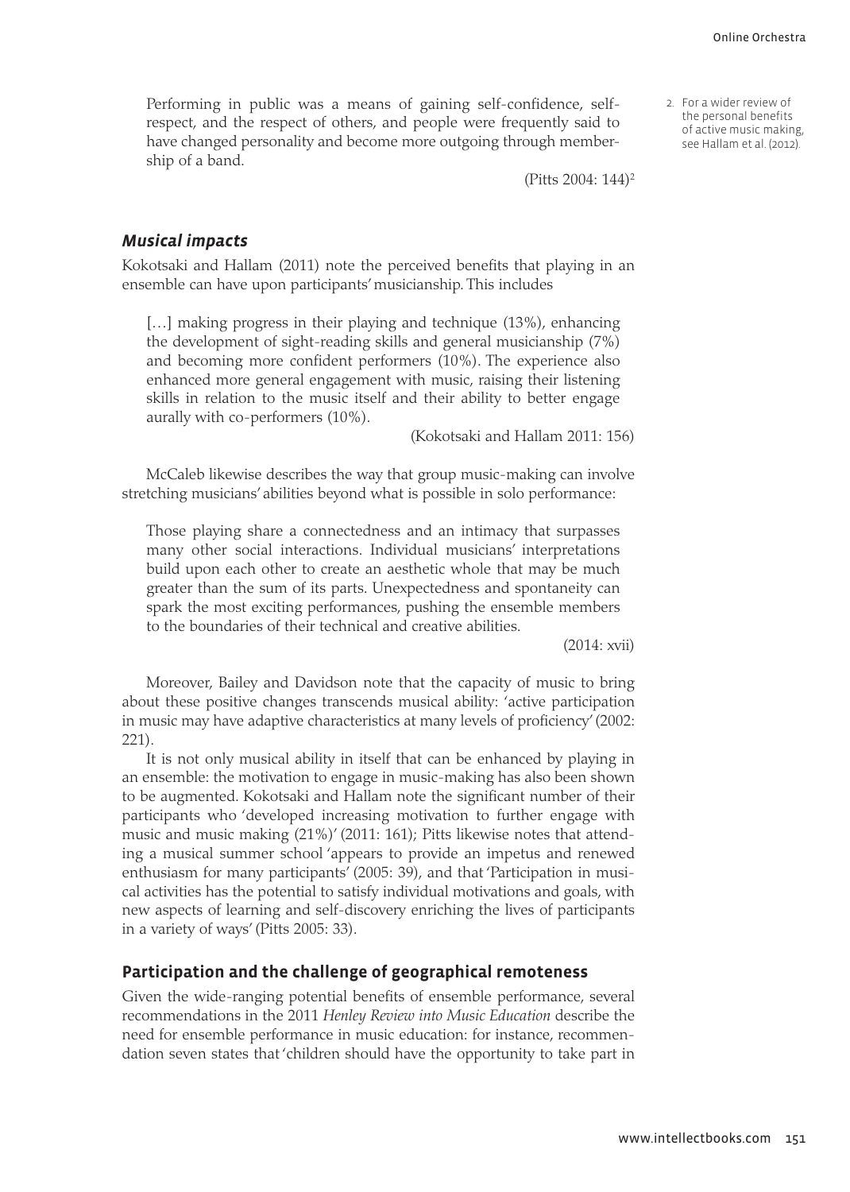> Performing in public was a means of gaining self-confidence, self-respect, and the respect of others, and people were frequently said to have changed personality and become more outgoing through membership of a band.
>
> (Pitts 2004: 144)[2]

2. For a wider review of the personal benefits of active music making, see Hallam et al. (2012).

### *Musical impacts*

Kokotsaki and Hallam (2011) note the perceived benefits that playing in an ensemble can have upon participants' musicianship. This includes

> […] making progress in their playing and technique (13%), enhancing the development of sight-reading skills and general musicianship (7%) and becoming more confident performers (10%). The experience also enhanced more general engagement with music, raising their listening skills in relation to the music itself and their ability to better engage aurally with co-performers (10%).
>
> (Kokotsaki and Hallam 2011: 156)

McCaleb likewise describes the way that group music-making can involve stretching musicians' abilities beyond what is possible in solo performance:

> Those playing share a connectedness and an intimacy that surpasses many other social interactions. Individual musicians' interpretations build upon each other to create an aesthetic whole that may be much greater than the sum of its parts. Unexpectedness and spontaneity can spark the most exciting performances, pushing the ensemble members to the boundaries of their technical and creative abilities.
>
> (2014: xvii)

Moreover, Bailey and Davidson note that the capacity of music to bring about these positive changes transcends musical ability: 'active participation in music may have adaptive characteristics at many levels of proficiency' (2002: 221).

It is not only musical ability in itself that can be enhanced by playing in an ensemble: the motivation to engage in music-making has also been shown to be augmented. Kokotsaki and Hallam note the significant number of their participants who 'developed increasing motivation to further engage with music and music making (21%)' (2011: 161); Pitts likewise notes that attending a musical summer school 'appears to provide an impetus and renewed enthusiasm for many participants' (2005: 39), and that 'Participation in musical activities has the potential to satisfy individual motivations and goals, with new aspects of learning and self-discovery enriching the lives of participants in a variety of ways' (Pitts 2005: 33).

## Participation and the challenge of geographical remoteness

Given the wide-ranging potential benefits of ensemble performance, several recommendations in the 2011 *Henley Review into Music Education* describe the need for ensemble performance in music education: for instance, recommendation seven states that 'children should have the opportunity to take part in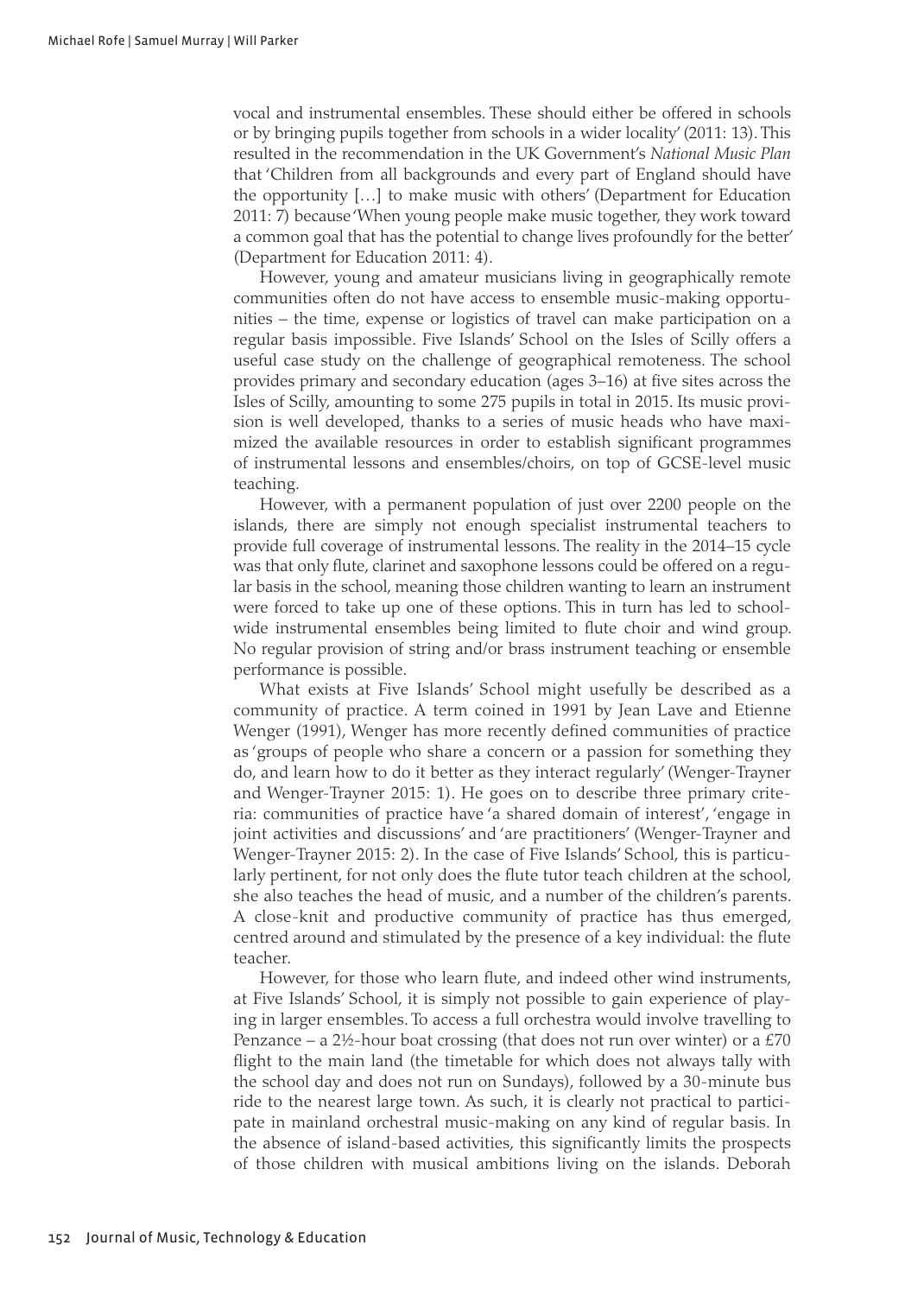vocal and instrumental ensembles. These should either be offered in schools or by bringing pupils together from schools in a wider locality' (2011: 13). This resulted in the recommendation in the UK Government's *National Music Plan* that 'Children from all backgrounds and every part of England should have the opportunity […] to make music with others' (Department for Education 2011: 7) because 'When young people make music together, they work toward a common goal that has the potential to change lives profoundly for the better' (Department for Education 2011: 4).

However, young and amateur musicians living in geographically remote communities often do not have access to ensemble music-making opportunities – the time, expense or logistics of travel can make participation on a regular basis impossible. Five Islands' School on the Isles of Scilly offers a useful case study on the challenge of geographical remoteness. The school provides primary and secondary education (ages 3–16) at five sites across the Isles of Scilly, amounting to some 275 pupils in total in 2015. Its music provision is well developed, thanks to a series of music heads who have maximized the available resources in order to establish significant programmes of instrumental lessons and ensembles/choirs, on top of GCSE-level music teaching.

However, with a permanent population of just over 2200 people on the islands, there are simply not enough specialist instrumental teachers to provide full coverage of instrumental lessons. The reality in the 2014–15 cycle was that only flute, clarinet and saxophone lessons could be offered on a regular basis in the school, meaning those children wanting to learn an instrument were forced to take up one of these options. This in turn has led to school-wide instrumental ensembles being limited to flute choir and wind group. No regular provision of string and/or brass instrument teaching or ensemble performance is possible.

What exists at Five Islands' School might usefully be described as a community of practice. A term coined in 1991 by Jean Lave and Etienne Wenger (1991), Wenger has more recently defined communities of practice as 'groups of people who share a concern or a passion for something they do, and learn how to do it better as they interact regularly' (Wenger-Trayner and Wenger-Trayner 2015: 1). He goes on to describe three primary criteria: communities of practice have 'a shared domain of interest', 'engage in joint activities and discussions' and 'are practitioners' (Wenger-Trayner and Wenger-Trayner 2015: 2). In the case of Five Islands' School, this is particularly pertinent, for not only does the flute tutor teach children at the school, she also teaches the head of music, and a number of the children's parents. A close-knit and productive community of practice has thus emerged, centred around and stimulated by the presence of a key individual: the flute teacher.

However, for those who learn flute, and indeed other wind instruments, at Five Islands' School, it is simply not possible to gain experience of playing in larger ensembles. To access a full orchestra would involve travelling to Penzance – a 2½-hour boat crossing (that does not run over winter) or a £70 flight to the main land (the timetable for which does not always tally with the school day and does not run on Sundays), followed by a 30-minute bus ride to the nearest large town. As such, it is clearly not practical to participate in mainland orchestral music-making on any kind of regular basis. In the absence of island-based activities, this significantly limits the prospects of those children with musical ambitions living on the islands. Deborah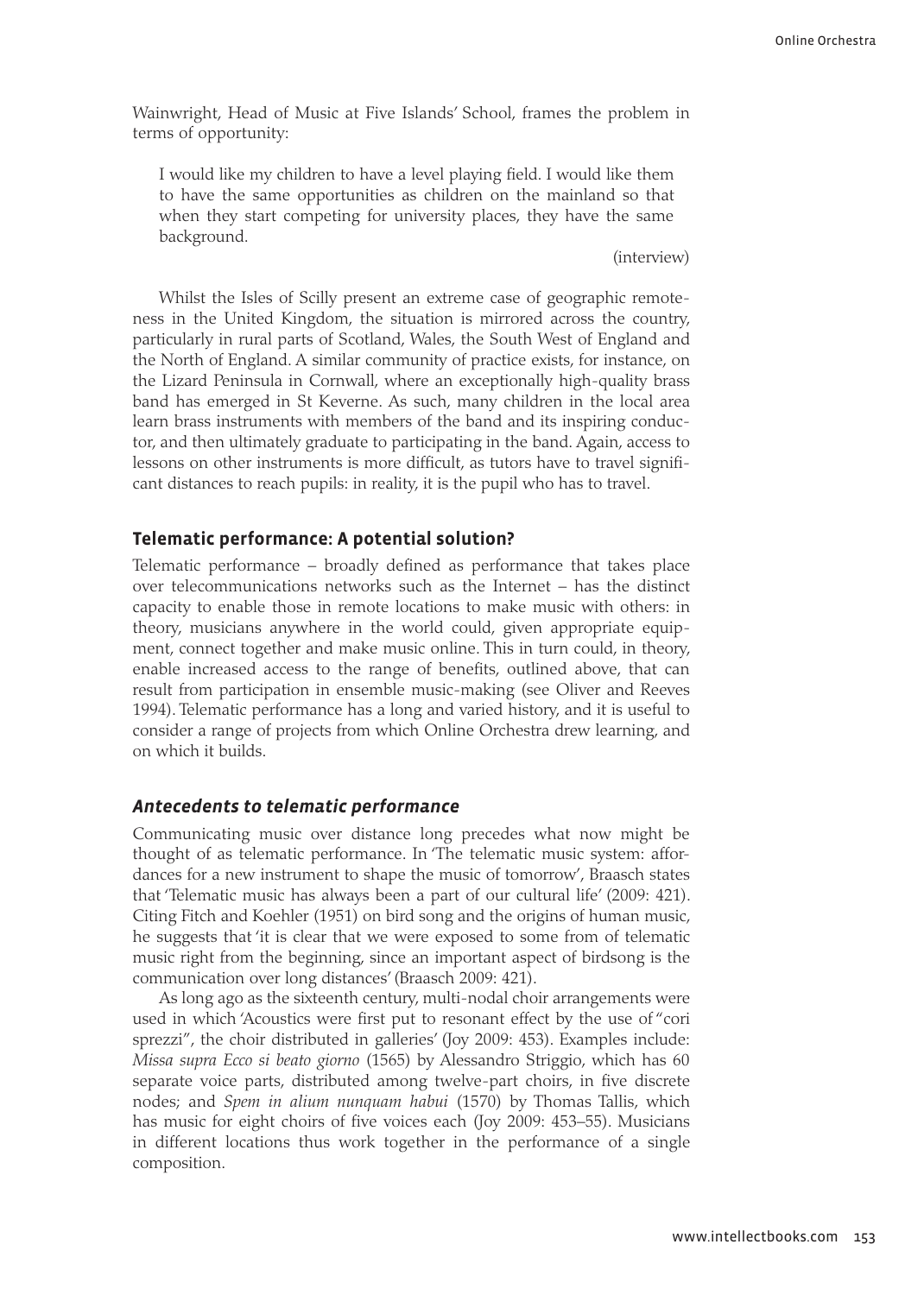Wainwright, Head of Music at Five Islands' School, frames the problem in terms of opportunity:

> I would like my children to have a level playing field. I would like them to have the same opportunities as children on the mainland so that when they start competing for university places, they have the same background.
>
> (interview)

Whilst the Isles of Scilly present an extreme case of geographic remoteness in the United Kingdom, the situation is mirrored across the country, particularly in rural parts of Scotland, Wales, the South West of England and the North of England. A similar community of practice exists, for instance, on the Lizard Peninsula in Cornwall, where an exceptionally high-quality brass band has emerged in St Keverne. As such, many children in the local area learn brass instruments with members of the band and its inspiring conductor, and then ultimately graduate to participating in the band. Again, access to lessons on other instruments is more difficult, as tutors have to travel significant distances to reach pupils: in reality, it is the pupil who has to travel.

## Telematic performance: A potential solution?

Telematic performance – broadly defined as performance that takes place over telecommunications networks such as the Internet – has the distinct capacity to enable those in remote locations to make music with others: in theory, musicians anywhere in the world could, given appropriate equipment, connect together and make music online. This in turn could, in theory, enable increased access to the range of benefits, outlined above, that can result from participation in ensemble music-making (see Oliver and Reeves 1994). Telematic performance has a long and varied history, and it is useful to consider a range of projects from which Online Orchestra drew learning, and on which it builds.

### *Antecedents to telematic performance*

Communicating music over distance long precedes what now might be thought of as telematic performance. In 'The telematic music system: affordances for a new instrument to shape the music of tomorrow', Braasch states that 'Telematic music has always been a part of our cultural life' (2009: 421). Citing Fitch and Koehler (1951) on bird song and the origins of human music, he suggests that 'it is clear that we were exposed to some from of telematic music right from the beginning, since an important aspect of birdsong is the communication over long distances' (Braasch 2009: 421).

As long ago as the sixteenth century, multi-nodal choir arrangements were used in which 'Acoustics were first put to resonant effect by the use of "cori sprezzi", the choir distributed in galleries' (Joy 2009: 453). Examples include: *Missa supra Ecco si beato giorno* (1565) by Alessandro Striggio, which has 60 separate voice parts, distributed among twelve-part choirs, in five discrete nodes; and *Spem in alium nunquam habui* (1570) by Thomas Tallis, which has music for eight choirs of five voices each (Joy 2009: 453–55). Musicians in different locations thus work together in the performance of a single composition.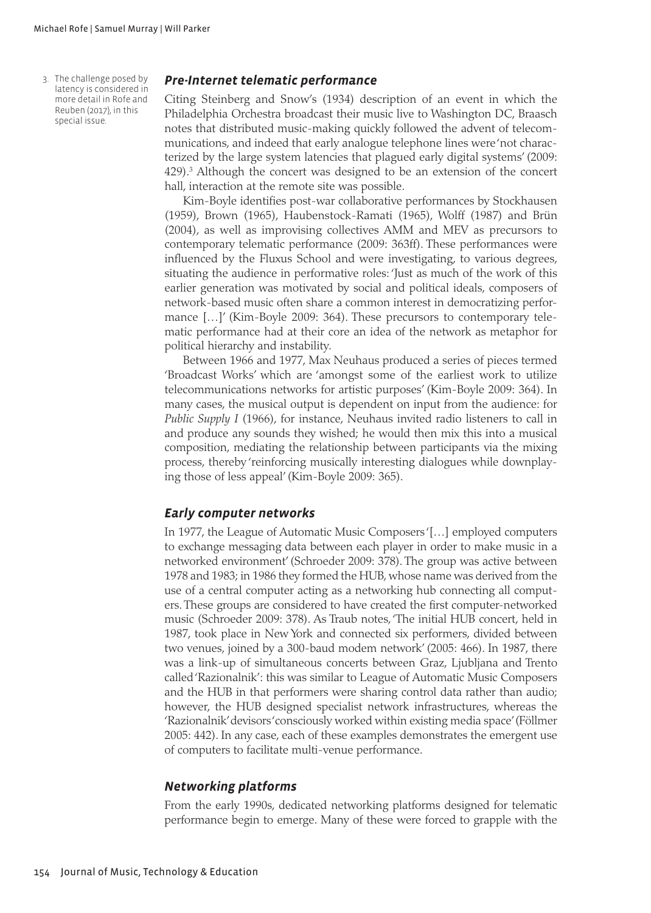### *Pre-Internet telematic performance*

Citing Steinberg and Snow's (1934) description of an event in which the Philadelphia Orchestra broadcast their music live to Washington DC, Braasch notes that distributed music-making quickly followed the advent of telecommunications, and indeed that early analogue telephone lines were 'not characterized by the large system latencies that plagued early digital systems' (2009: 429).[3] Although the concert was designed to be an extension of the concert hall, interaction at the remote site was possible.

3. The challenge posed by latency is considered in more detail in Rofe and Reuben (2017), in this special issue.

Kim-Boyle identifies post-war collaborative performances by Stockhausen (1959), Brown (1965), Haubenstock-Ramati (1965), Wolff (1987) and Brün (2004), as well as improvising collectives AMM and MEV as precursors to contemporary telematic performance (2009: 363ff). These performances were influenced by the Fluxus School and were investigating, to various degrees, situating the audience in performative roles: 'Just as much of the work of this earlier generation was motivated by social and political ideals, composers of network-based music often share a common interest in democratizing performance […]' (Kim-Boyle 2009: 364). These precursors to contemporary telematic performance had at their core an idea of the network as metaphor for political hierarchy and instability.

Between 1966 and 1977, Max Neuhaus produced a series of pieces termed 'Broadcast Works' which are 'amongst some of the earliest work to utilize telecommunications networks for artistic purposes' (Kim-Boyle 2009: 364). In many cases, the musical output is dependent on input from the audience: for *Public Supply I* (1966), for instance, Neuhaus invited radio listeners to call in and produce any sounds they wished; he would then mix this into a musical composition, mediating the relationship between participants via the mixing process, thereby 'reinforcing musically interesting dialogues while downplaying those of less appeal' (Kim-Boyle 2009: 365).

### *Early computer networks*

In 1977, the League of Automatic Music Composers '[…] employed computers to exchange messaging data between each player in order to make music in a networked environment' (Schroeder 2009: 378). The group was active between 1978 and 1983; in 1986 they formed the HUB, whose name was derived from the use of a central computer acting as a networking hub connecting all computers. These groups are considered to have created the first computer-networked music (Schroeder 2009: 378). As Traub notes, 'The initial HUB concert, held in 1987, took place in New York and connected six performers, divided between two venues, joined by a 300-baud modem network' (2005: 466). In 1987, there was a link-up of simultaneous concerts between Graz, Ljubljana and Trento called 'Razionalnik': this was similar to League of Automatic Music Composers and the HUB in that performers were sharing control data rather than audio; however, the HUB designed specialist network infrastructures, whereas the 'Razionalnik' devisors 'consciously worked within existing media space' (Föllmer 2005: 442). In any case, each of these examples demonstrates the emergent use of computers to facilitate multi-venue performance.

### *Networking platforms*

From the early 1990s, dedicated networking platforms designed for telematic performance begin to emerge. Many of these were forced to grapple with the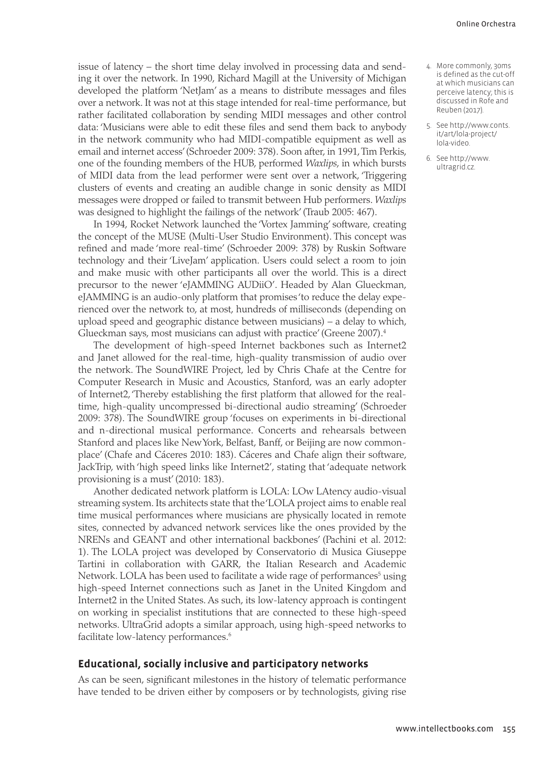issue of latency – the short time delay involved in processing data and sending it over the network. In 1990, Richard Magill at the University of Michigan developed the platform 'NetJam' as a means to distribute messages and files over a network. It was not at this stage intended for real-time performance, but rather facilitated collaboration by sending MIDI messages and other control data: 'Musicians were able to edit these files and send them back to anybody in the network community who had MIDI-compatible equipment as well as email and internet access' (Schroeder 2009: 378). Soon after, in 1991, Tim Perkis, one of the founding members of the HUB, performed *Waxlips*, in which bursts of MIDI data from the lead performer were sent over a network, 'Triggering clusters of events and creating an audible change in sonic density as MIDI messages were dropped or failed to transmit between Hub performers. *Waxlips* was designed to highlight the failings of the network' (Traub 2005: 467).

In 1994, Rocket Network launched the 'Vortex Jamming' software, creating the concept of the MUSE (Multi-User Studio Environment). This concept was refined and made 'more real-time' (Schroeder 2009: 378) by Ruskin Software technology and their 'LiveJam' application. Users could select a room to join and make music with other participants all over the world. This is a direct precursor to the newer 'eJAMMING AUDiiO'. Headed by Alan Glueckman, eJAMMING is an audio-only platform that promises 'to reduce the delay experienced over the network to, at most, hundreds of milliseconds (depending on upload speed and geographic distance between musicians) – a delay to which, Glueckman says, most musicians can adjust with practice' (Greene 2007).[4]

The development of high-speed Internet backbones such as Internet2 and Janet allowed for the real-time, high-quality transmission of audio over the network. The SoundWIRE Project, led by Chris Chafe at the Centre for Computer Research in Music and Acoustics, Stanford, was an early adopter of Internet2, 'Thereby establishing the first platform that allowed for the real-time, high-quality uncompressed bi-directional audio streaming' (Schroeder 2009: 378). The SoundWIRE group 'focuses on experiments in bi-directional and n-directional musical performance. Concerts and rehearsals between Stanford and places like New York, Belfast, Banff, or Beijing are now commonplace' (Chafe and Cáceres 2010: 183). Cáceres and Chafe align their software, JackTrip, with 'high speed links like Internet2', stating that 'adequate network provisioning is a must' (2010: 183).

Another dedicated network platform is LOLA: LOw LAtency audio-visual streaming system. Its architects state that the 'LOLA project aims to enable real time musical performances where musicians are physically located in remote sites, connected by advanced network services like the ones provided by the NRENs and GEANT and other international backbones' (Pachini et al. 2012: 1). The LOLA project was developed by Conservatorio di Musica Giuseppe Tartini in collaboration with GARR, the Italian Research and Academic Network. LOLA has been used to facilitate a wide rage of performances[5] using high-speed Internet connections such as Janet in the United Kingdom and Internet2 in the United States. As such, its low-latency approach is contingent on working in specialist institutions that are connected to these high-speed networks. UltraGrid adopts a similar approach, using high-speed networks to facilitate low-latency performances.[6]

## Educational, socially inclusive and participatory networks

As can be seen, significant milestones in the history of telematic performance have tended to be driven either by composers or by technologists, giving rise

4. More commonly, 30ms is defined as the cut-off at which musicians can perceive latency; this is discussed in Rofe and Reuben (2017).
5. See http://www.conts.it/art/lola-project/lola-video.
6. See http://www.ultragrid.cz.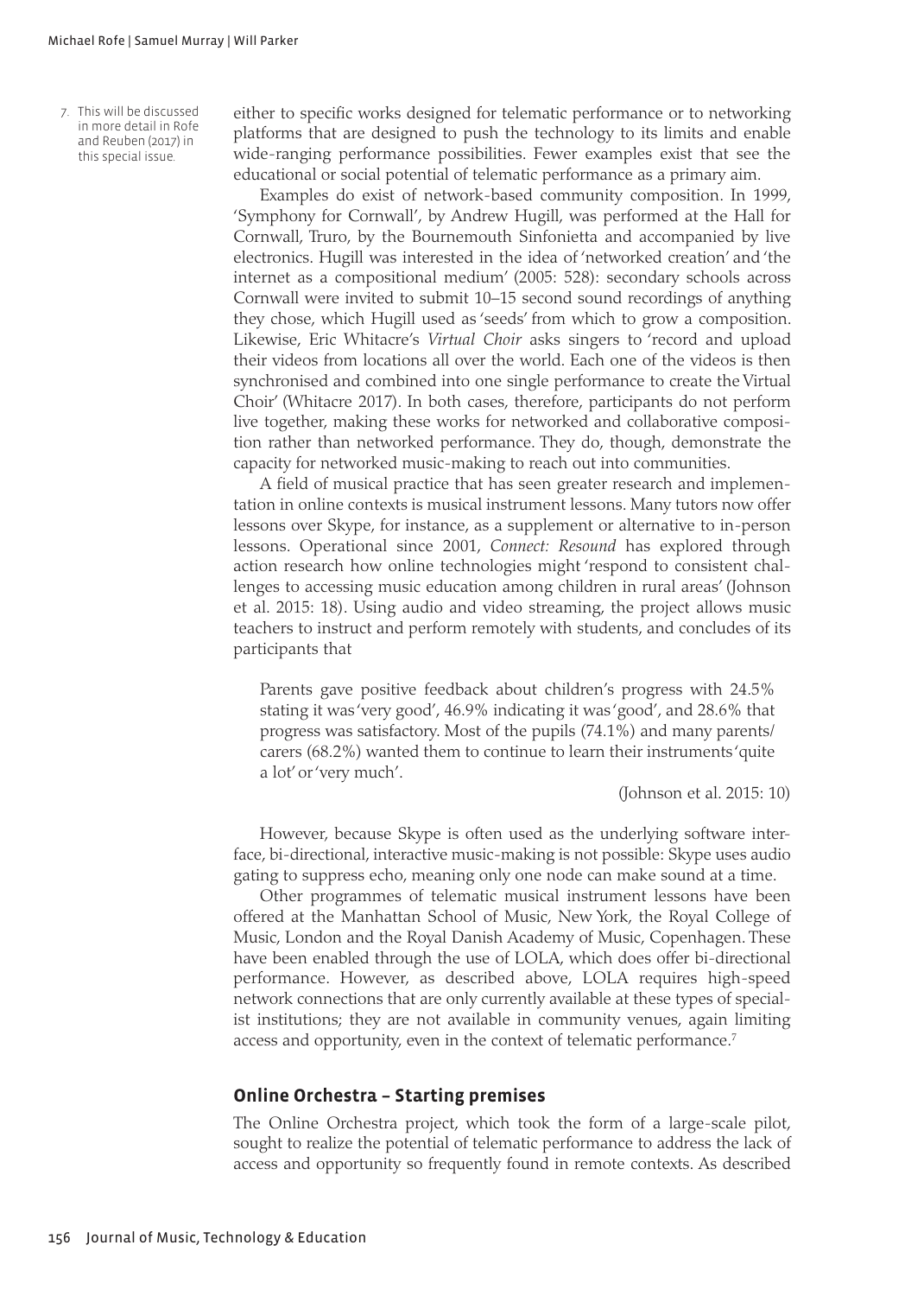either to specific works designed for telematic performance or to networking platforms that are designed to push the technology to its limits and enable wide-ranging performance possibilities. Fewer examples exist that see the educational or social potential of telematic performance as a primary aim.

Examples do exist of network-based community composition. In 1999, 'Symphony for Cornwall', by Andrew Hugill, was performed at the Hall for Cornwall, Truro, by the Bournemouth Sinfonietta and accompanied by live electronics. Hugill was interested in the idea of 'networked creation' and 'the internet as a compositional medium' (2005: 528): secondary schools across Cornwall were invited to submit 10–15 second sound recordings of anything they chose, which Hugill used as 'seeds' from which to grow a composition. Likewise, Eric Whitacre's *Virtual Choir* asks singers to 'record and upload their videos from locations all over the world. Each one of the videos is then synchronised and combined into one single performance to create the Virtual Choir' (Whitacre 2017). In both cases, therefore, participants do not perform live together, making these works for networked and collaborative composition rather than networked performance. They do, though, demonstrate the capacity for networked music-making to reach out into communities.

A field of musical practice that has seen greater research and implementation in online contexts is musical instrument lessons. Many tutors now offer lessons over Skype, for instance, as a supplement or alternative to in-person lessons. Operational since 2001, *Connect: Resound* has explored through action research how online technologies might 'respond to consistent challenges to accessing music education among children in rural areas' (Johnson et al. 2015: 18). Using audio and video streaming, the project allows music teachers to instruct and perform remotely with students, and concludes of its participants that

> Parents gave positive feedback about children's progress with 24.5% stating it was 'very good', 46.9% indicating it was 'good', and 28.6% that progress was satisfactory. Most of the pupils (74.1%) and many parents/carers (68.2%) wanted them to continue to learn their instruments 'quite a lot' or 'very much'.
>
> (Johnson et al. 2015: 10)

However, because Skype is often used as the underlying software interface, bi-directional, interactive music-making is not possible: Skype uses audio gating to suppress echo, meaning only one node can make sound at a time.

Other programmes of telematic musical instrument lessons have been offered at the Manhattan School of Music, New York, the Royal College of Music, London and the Royal Danish Academy of Music, Copenhagen. These have been enabled through the use of LOLA, which does offer bi-directional performance. However, as described above, LOLA requires high-speed network connections that are only currently available at these types of specialist institutions; they are not available in community venues, again limiting access and opportunity, even in the context of telematic performance.[7]

7. This will be discussed in more detail in Rofe and Reuben (2017) in this special issue.

## Online Orchestra – Starting premises

The Online Orchestra project, which took the form of a large-scale pilot, sought to realize the potential of telematic performance to address the lack of access and opportunity so frequently found in remote contexts. As described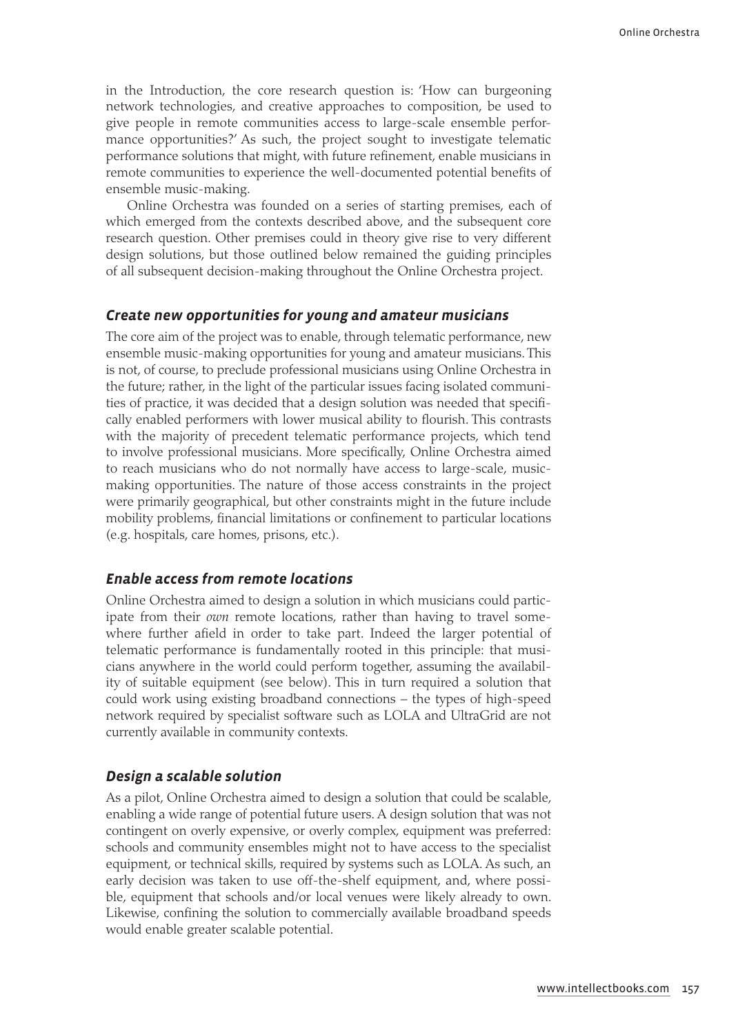in the Introduction, the core research question is: 'How can burgeoning network technologies, and creative approaches to composition, be used to give people in remote communities access to large-scale ensemble performance opportunities?' As such, the project sought to investigate telematic performance solutions that might, with future refinement, enable musicians in remote communities to experience the well-documented potential benefits of ensemble music-making.

Online Orchestra was founded on a series of starting premises, each of which emerged from the contexts described above, and the subsequent core research question. Other premises could in theory give rise to very different design solutions, but those outlined below remained the guiding principles of all subsequent decision-making throughout the Online Orchestra project.

### *Create new opportunities for young and amateur musicians*

The core aim of the project was to enable, through telematic performance, new ensemble music-making opportunities for young and amateur musicians. This is not, of course, to preclude professional musicians using Online Orchestra in the future; rather, in the light of the particular issues facing isolated communities of practice, it was decided that a design solution was needed that specifically enabled performers with lower musical ability to flourish. This contrasts with the majority of precedent telematic performance projects, which tend to involve professional musicians. More specifically, Online Orchestra aimed to reach musicians who do not normally have access to large-scale, music-making opportunities. The nature of those access constraints in the project were primarily geographical, but other constraints might in the future include mobility problems, financial limitations or confinement to particular locations (e.g. hospitals, care homes, prisons, etc.).

### *Enable access from remote locations*

Online Orchestra aimed to design a solution in which musicians could participate from their *own* remote locations, rather than having to travel somewhere further afield in order to take part. Indeed the larger potential of telematic performance is fundamentally rooted in this principle: that musicians anywhere in the world could perform together, assuming the availability of suitable equipment (see below). This in turn required a solution that could work using existing broadband connections – the types of high-speed network required by specialist software such as LOLA and UltraGrid are not currently available in community contexts.

### *Design a scalable solution*

As a pilot, Online Orchestra aimed to design a solution that could be scalable, enabling a wide range of potential future users. A design solution that was not contingent on overly expensive, or overly complex, equipment was preferred: schools and community ensembles might not to have access to the specialist equipment, or technical skills, required by systems such as LOLA. As such, an early decision was taken to use off-the-shelf equipment, and, where possible, equipment that schools and/or local venues were likely already to own. Likewise, confining the solution to commercially available broadband speeds would enable greater scalable potential.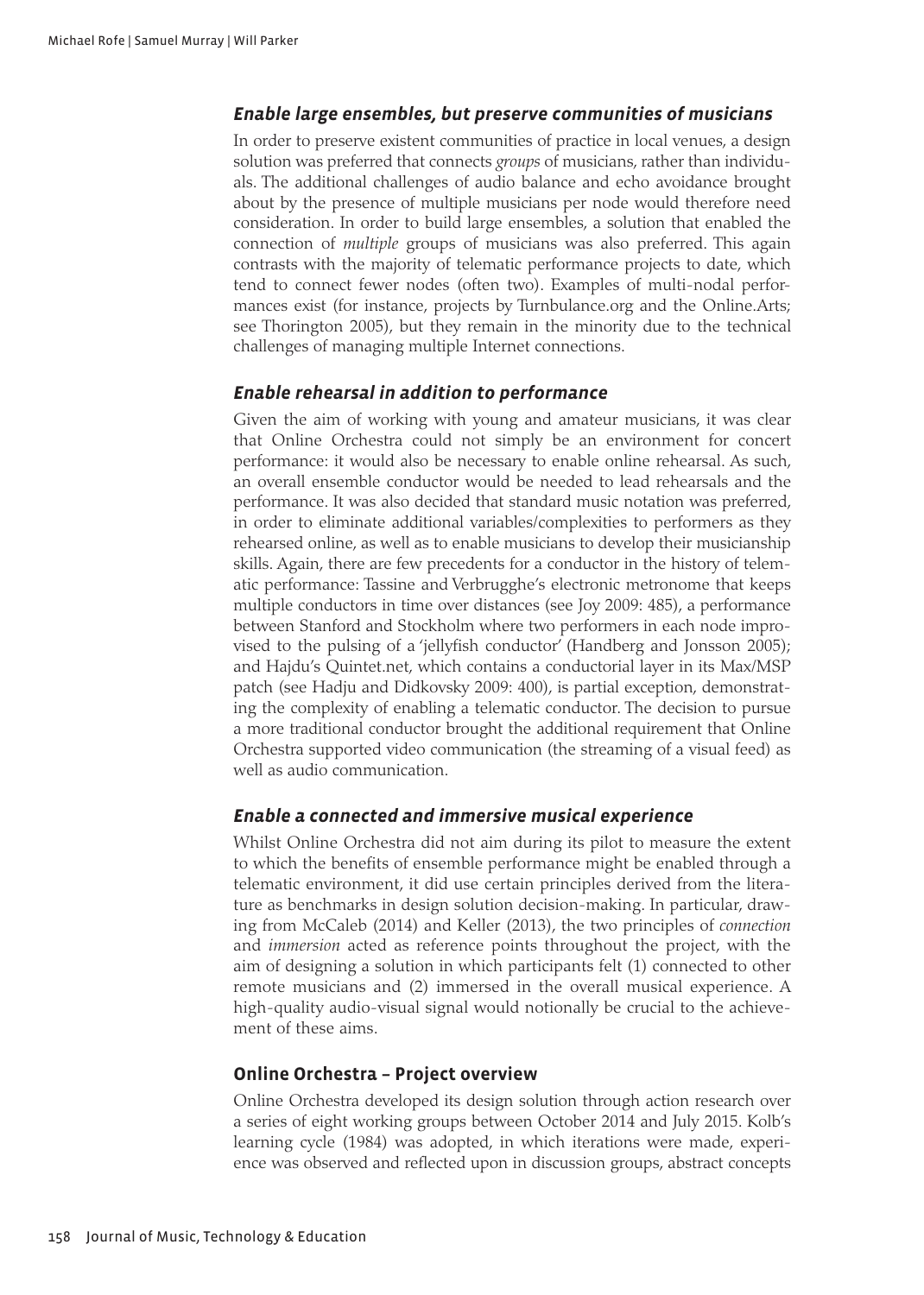### *Enable large ensembles, but preserve communities of musicians*

In order to preserve existent communities of practice in local venues, a design solution was preferred that connects *groups* of musicians, rather than individuals. The additional challenges of audio balance and echo avoidance brought about by the presence of multiple musicians per node would therefore need consideration. In order to build large ensembles, a solution that enabled the connection of *multiple* groups of musicians was also preferred. This again contrasts with the majority of telematic performance projects to date, which tend to connect fewer nodes (often two). Examples of multi-nodal performances exist (for instance, projects by Turnbulance.org and the Online.Arts; see Thorington 2005), but they remain in the minority due to the technical challenges of managing multiple Internet connections.

### *Enable rehearsal in addition to performance*

Given the aim of working with young and amateur musicians, it was clear that Online Orchestra could not simply be an environment for concert performance: it would also be necessary to enable online rehearsal. As such, an overall ensemble conductor would be needed to lead rehearsals and the performance. It was also decided that standard music notation was preferred, in order to eliminate additional variables/complexities to performers as they rehearsed online, as well as to enable musicians to develop their musicianship skills. Again, there are few precedents for a conductor in the history of telematic performance: Tassine and Verbrugghe's electronic metronome that keeps multiple conductors in time over distances (see Joy 2009: 485), a performance between Stanford and Stockholm where two performers in each node improvised to the pulsing of a 'jellyfish conductor' (Handberg and Jonsson 2005); and Hajdu's Quintet.net, which contains a conductorial layer in its Max/MSP patch (see Hadju and Didkovsky 2009: 400), is partial exception, demonstrating the complexity of enabling a telematic conductor. The decision to pursue a more traditional conductor brought the additional requirement that Online Orchestra supported video communication (the streaming of a visual feed) as well as audio communication.

### *Enable a connected and immersive musical experience*

Whilst Online Orchestra did not aim during its pilot to measure the extent to which the benefits of ensemble performance might be enabled through a telematic environment, it did use certain principles derived from the literature as benchmarks in design solution decision-making. In particular, drawing from McCaleb (2014) and Keller (2013), the two principles of *connection* and *immersion* acted as reference points throughout the project, with the aim of designing a solution in which participants felt (1) connected to other remote musicians and (2) immersed in the overall musical experience. A high-quality audio-visual signal would notionally be crucial to the achievement of these aims.

## Online Orchestra – Project overview

Online Orchestra developed its design solution through action research over a series of eight working groups between October 2014 and July 2015. Kolb's learning cycle (1984) was adopted, in which iterations were made, experience was observed and reflected upon in discussion groups, abstract concepts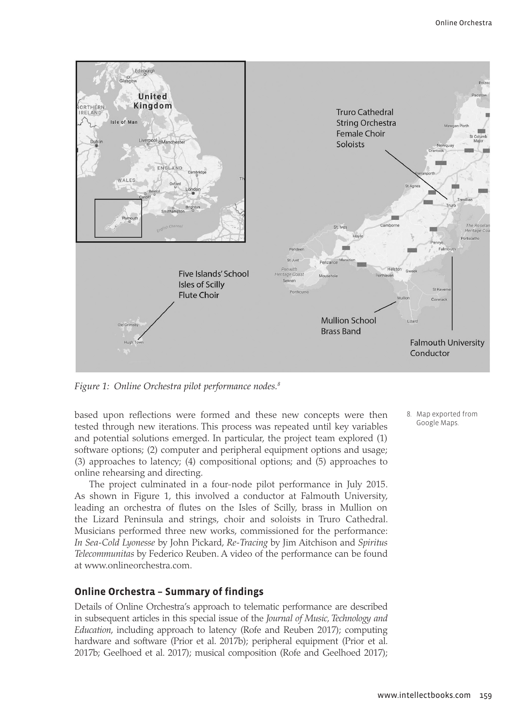Figure 1: Online Orchestra pilot performance nodes.[8]

based upon reflections were formed and these new concepts were then tested through new iterations. This process was repeated until key variables and potential solutions emerged. In particular, the project team explored (1) software options; (2) computer and peripheral equipment options and usage; (3) approaches to latency; (4) compositional options; and (5) approaches to online rehearsing and directing.

The project culminated in a four-node pilot performance in July 2015. As shown in Figure 1, this involved a conductor at Falmouth University, leading an orchestra of flutes on the Isles of Scilly, brass in Mullion on the Lizard Peninsula and strings, choir and soloists in Truro Cathedral. Musicians performed three new works, commissioned for the performance: *In Sea-Cold Lyonesse* by John Pickard, *Re-Tracing* by Jim Aitchison and *Spiritus Telecommunitas* by Federico Reuben. A video of the performance can be found at www.onlineorchestra.com.

8. Map exported from Google Maps.

## Online Orchestra – Summary of findings

Details of Online Orchestra's approach to telematic performance are described in subsequent articles in this special issue of the *Journal of Music, Technology and Education*, including approach to latency (Rofe and Reuben 2017); computing hardware and software (Prior et al. 2017b); peripheral equipment (Prior et al. 2017b; Geelhoed et al. 2017); musical composition (Rofe and Geelhoed 2017);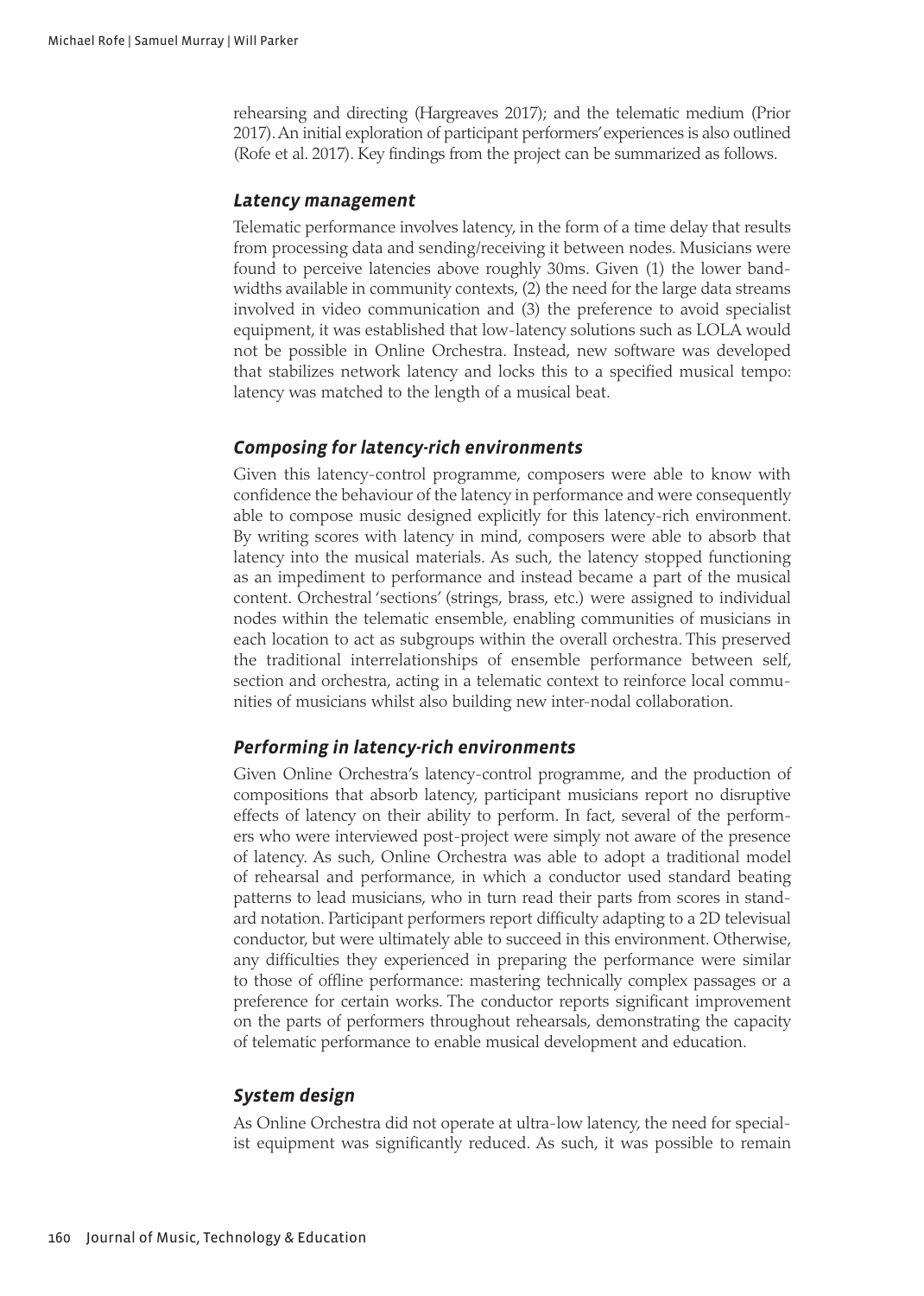rehearsing and directing (Hargreaves 2017); and the telematic medium (Prior 2017). An initial exploration of participant performers' experiences is also outlined (Rofe et al. 2017). Key findings from the project can be summarized as follows.

### *Latency management*

Telematic performance involves latency, in the form of a time delay that results from processing data and sending/receiving it between nodes. Musicians were found to perceive latencies above roughly 30ms. Given (1) the lower bandwidths available in community contexts, (2) the need for the large data streams involved in video communication and (3) the preference to avoid specialist equipment, it was established that low-latency solutions such as LOLA would not be possible in Online Orchestra. Instead, new software was developed that stabilizes network latency and locks this to a specified musical tempo: latency was matched to the length of a musical beat.

### *Composing for latency-rich environments*

Given this latency-control programme, composers were able to know with confidence the behaviour of the latency in performance and were consequently able to compose music designed explicitly for this latency-rich environment. By writing scores with latency in mind, composers were able to absorb that latency into the musical materials. As such, the latency stopped functioning as an impediment to performance and instead became a part of the musical content. Orchestral 'sections' (strings, brass, etc.) were assigned to individual nodes within the telematic ensemble, enabling communities of musicians in each location to act as subgroups within the overall orchestra. This preserved the traditional interrelationships of ensemble performance between self, section and orchestra, acting in a telematic context to reinforce local communities of musicians whilst also building new inter-nodal collaboration.

### *Performing in latency-rich environments*

Given Online Orchestra's latency-control programme, and the production of compositions that absorb latency, participant musicians report no disruptive effects of latency on their ability to perform. In fact, several of the performers who were interviewed post-project were simply not aware of the presence of latency. As such, Online Orchestra was able to adopt a traditional model of rehearsal and performance, in which a conductor used standard beating patterns to lead musicians, who in turn read their parts from scores in standard notation. Participant performers report difficulty adapting to a 2D televisual conductor, but were ultimately able to succeed in this environment. Otherwise, any difficulties they experienced in preparing the performance were similar to those of offline performance: mastering technically complex passages or a preference for certain works. The conductor reports significant improvement on the parts of performers throughout rehearsals, demonstrating the capacity of telematic performance to enable musical development and education.

### *System design*

As Online Orchestra did not operate at ultra-low latency, the need for specialist equipment was significantly reduced. As such, it was possible to remain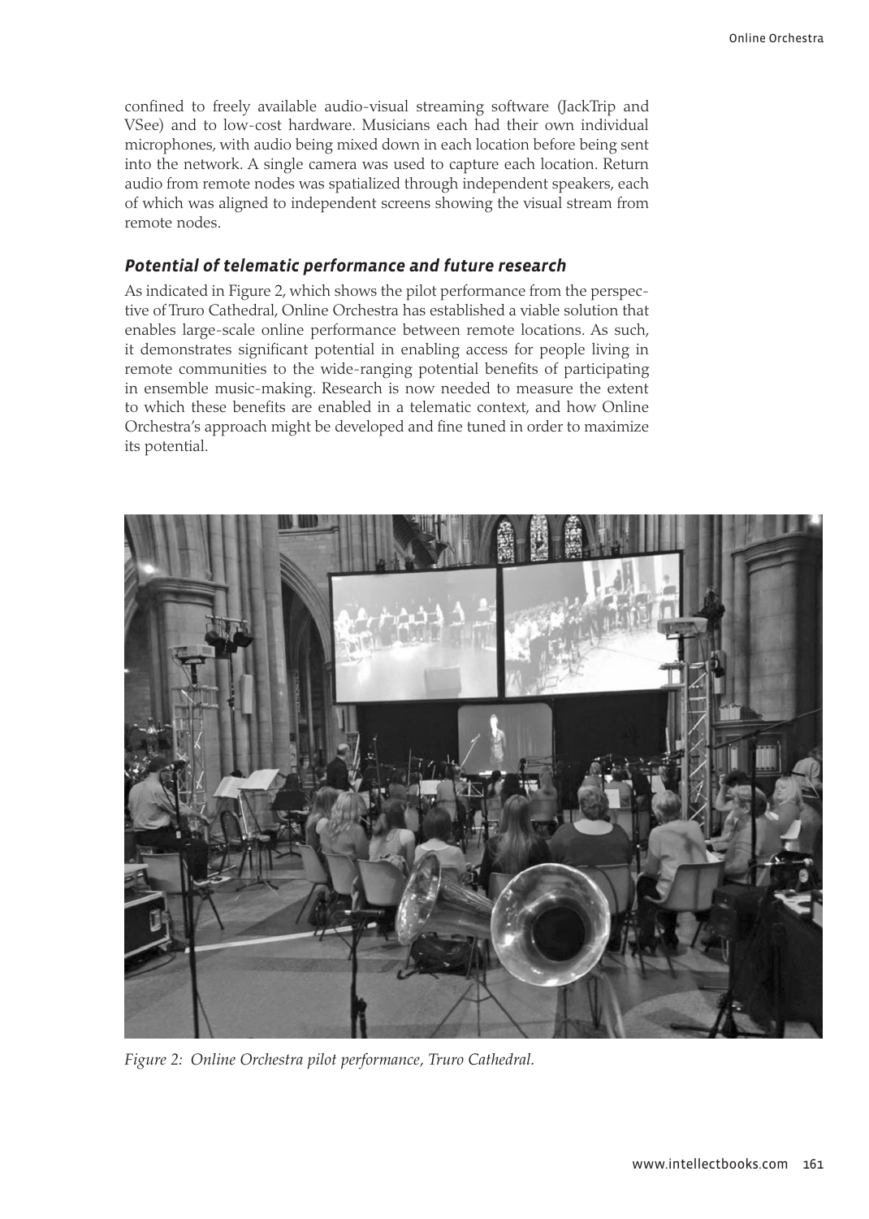confined to freely available audio-visual streaming software (JackTrip and VSee) and to low-cost hardware. Musicians each had their own individual microphones, with audio being mixed down in each location before being sent into the network. A single camera was used to capture each location. Return audio from remote nodes was spatialized through independent speakers, each of which was aligned to independent screens showing the visual stream from remote nodes.

### *Potential of telematic performance and future research*

As indicated in Figure 2, which shows the pilot performance from the perspective of Truro Cathedral, Online Orchestra has established a viable solution that enables large-scale online performance between remote locations. As such, it demonstrates significant potential in enabling access for people living in remote communities to the wide-ranging potential benefits of participating in ensemble music-making. Research is now needed to measure the extent to which these benefits are enabled in a telematic context, and how Online Orchestra's approach might be developed and fine tuned in order to maximize its potential.

*Figure 2: Online Orchestra pilot performance, Truro Cathedral.*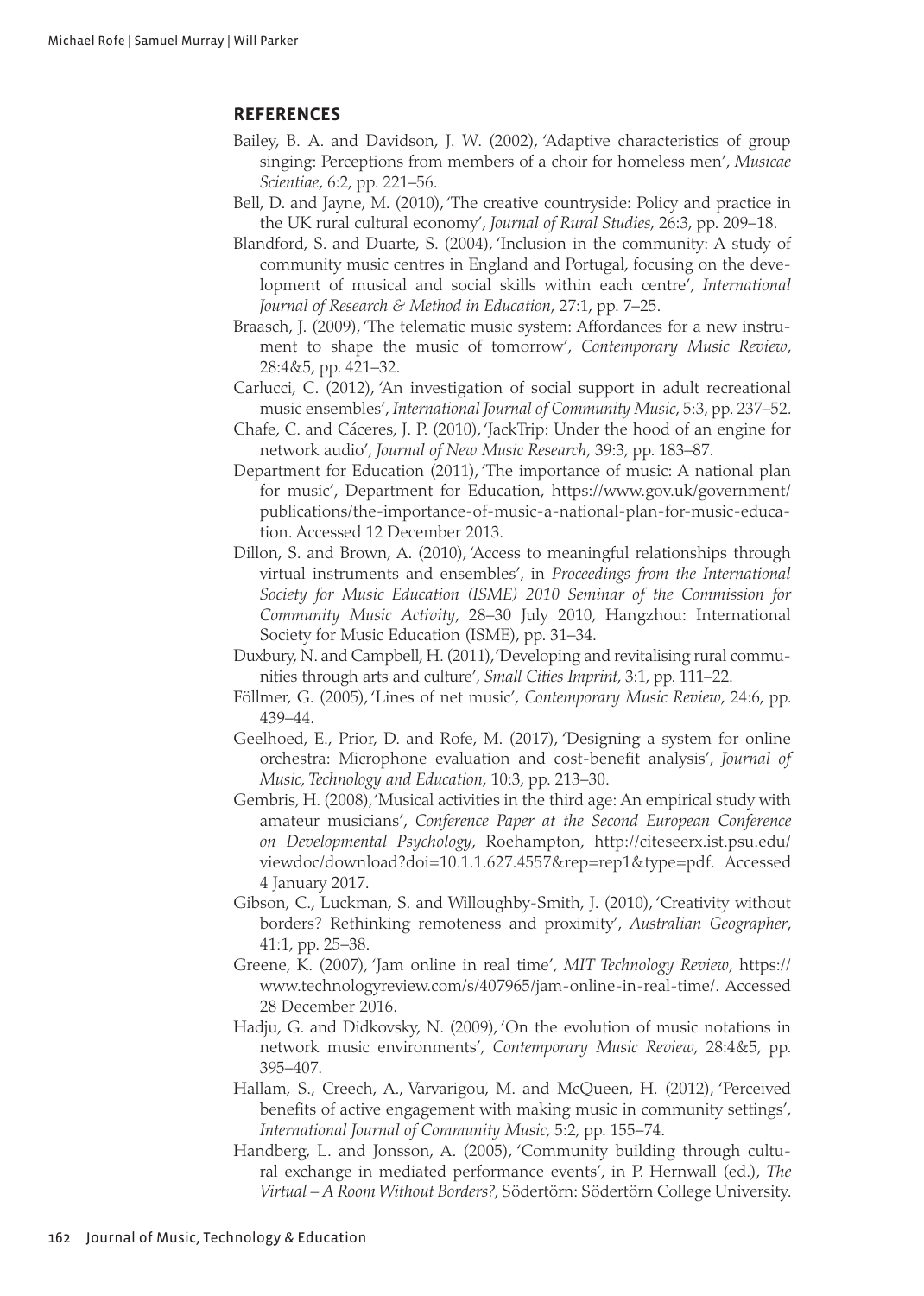## REFERENCES

Bailey, B. A. and Davidson, J. W. (2002), 'Adaptive characteristics of group singing: Perceptions from members of a choir for homeless men', *Musicae Scientiae*, 6:2, pp. 221–56.

Bell, D. and Jayne, M. (2010), 'The creative countryside: Policy and practice in the UK rural cultural economy', *Journal of Rural Studies*, 26:3, pp. 209–18.

Blandford, S. and Duarte, S. (2004), 'Inclusion in the community: A study of community music centres in England and Portugal, focusing on the development of musical and social skills within each centre', *International Journal of Research & Method in Education*, 27:1, pp. 7–25.

Braasch, J. (2009), 'The telematic music system: Affordances for a new instrument to shape the music of tomorrow', *Contemporary Music Review*, 28:4&5, pp. 421–32.

Carlucci, C. (2012), 'An investigation of social support in adult recreational music ensembles', *International Journal of Community Music*, 5:3, pp. 237–52.

Chafe, C. and Cáceres, J. P. (2010), 'JackTrip: Under the hood of an engine for network audio', *Journal of New Music Research*, 39:3, pp. 183–87.

Department for Education (2011), 'The importance of music: A national plan for music', Department for Education, https://www.gov.uk/government/publications/the-importance-of-music-a-national-plan-for-music-education. Accessed 12 December 2013.

Dillon, S. and Brown, A. (2010), 'Access to meaningful relationships through virtual instruments and ensembles', in *Proceedings from the International Society for Music Education (ISME) 2010 Seminar of the Commission for Community Music Activity*, 28–30 July 2010, Hangzhou: International Society for Music Education (ISME), pp. 31–34.

Duxbury, N. and Campbell, H. (2011), 'Developing and revitalising rural communities through arts and culture', *Small Cities Imprint*, 3:1, pp. 111–22.

Föllmer, G. (2005), 'Lines of net music', *Contemporary Music Review*, 24:6, pp. 439–44.

Geelhoed, E., Prior, D. and Rofe, M. (2017), 'Designing a system for online orchestra: Microphone evaluation and cost-benefit analysis', *Journal of Music, Technology and Education*, 10:3, pp. 213–30.

Gembris, H. (2008), 'Musical activities in the third age: An empirical study with amateur musicians', *Conference Paper at the Second European Conference on Developmental Psychology*, Roehampton, http://citeseerx.ist.psu.edu/viewdoc/download?doi=10.1.1.627.4557&rep=rep1&type=pdf. Accessed 4 January 2017.

Gibson, C., Luckman, S. and Willoughby-Smith, J. (2010), 'Creativity without borders? Rethinking remoteness and proximity', *Australian Geographer*, 41:1, pp. 25–38.

Greene, K. (2007), 'Jam online in real time', *MIT Technology Review*, https://www.technologyreview.com/s/407965/jam-online-in-real-time/. Accessed 28 December 2016.

Hadju, G. and Didkovsky, N. (2009), 'On the evolution of music notations in network music environments', *Contemporary Music Review*, 28:4&5, pp. 395–407.

Hallam, S., Creech, A., Varvarigou, M. and McQueen, H. (2012), 'Perceived benefits of active engagement with making music in community settings', *International Journal of Community Music*, 5:2, pp. 155–74.

Handberg, L. and Jonsson, A. (2005), 'Community building through cultural exchange in mediated performance events', in P. Hernwall (ed.), *The Virtual – A Room Without Borders?*, Södertörn: Södertörn College University.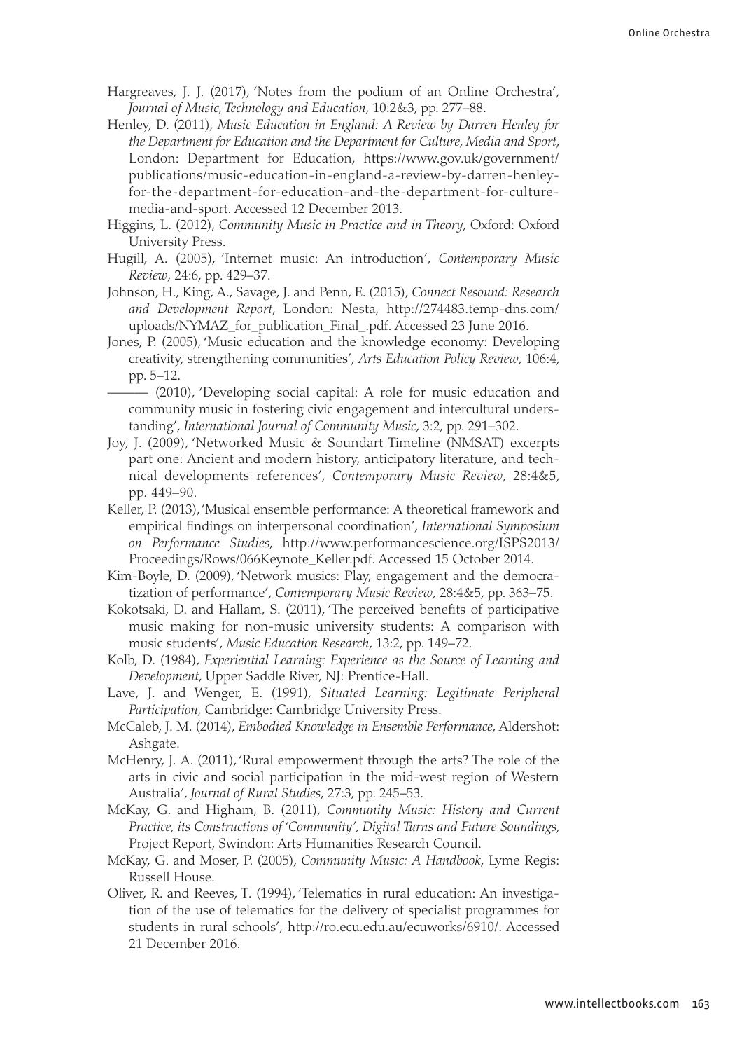Hargreaves, J. J. (2017), 'Notes from the podium of an Online Orchestra', *Journal of Music, Technology and Education*, 10:2&3, pp. 277–88.

Henley, D. (2011), *Music Education in England: A Review by Darren Henley for the Department for Education and the Department for Culture, Media and Sport*, London: Department for Education, https://www.gov.uk/government/publications/music-education-in-england-a-review-by-darren-henley-for-the-department-for-education-and-the-department-for-culture-media-and-sport. Accessed 12 December 2013.

Higgins, L. (2012), *Community Music in Practice and in Theory*, Oxford: Oxford University Press.

Hugill, A. (2005), 'Internet music: An introduction', *Contemporary Music Review*, 24:6, pp. 429–37.

Johnson, H., King, A., Savage, J. and Penn, E. (2015), *Connect Resound: Research and Development Report*, London: Nesta, http://274483.temp-dns.com/uploads/NYMAZ_for_publication_Final_.pdf. Accessed 23 June 2016.

Jones, P. (2005), 'Music education and the knowledge economy: Developing creativity, strengthening communities', *Arts Education Policy Review*, 106:4, pp. 5–12.

——— (2010), 'Developing social capital: A role for music education and community music in fostering civic engagement and intercultural understanding', *International Journal of Community Music*, 3:2, pp. 291–302.

Joy, J. (2009), 'Networked Music & Soundart Timeline (NMSAT) excerpts part one: Ancient and modern history, anticipatory literature, and technical developments references', *Contemporary Music Review*, 28:4&5, pp. 449–90.

Keller, P. (2013), 'Musical ensemble performance: A theoretical framework and empirical findings on interpersonal coordination', *International Symposium on Performance Studies*, http://www.performancescience.org/ISPS2013/Proceedings/Rows/066Keynote_Keller.pdf. Accessed 15 October 2014.

Kim-Boyle, D. (2009), 'Network musics: Play, engagement and the democratization of performance', *Contemporary Music Review*, 28:4&5, pp. 363–75.

Kokotsaki, D. and Hallam, S. (2011), 'The perceived benefits of participative music making for non-music university students: A comparison with music students', *Music Education Research*, 13:2, pp. 149–72.

Kolb, D. (1984), *Experiential Learning: Experience as the Source of Learning and Development*, Upper Saddle River, NJ: Prentice-Hall.

Lave, J. and Wenger, E. (1991), *Situated Learning: Legitimate Peripheral Participation*, Cambridge: Cambridge University Press.

McCaleb, J. M. (2014), *Embodied Knowledge in Ensemble Performance*, Aldershot: Ashgate.

McHenry, J. A. (2011), 'Rural empowerment through the arts? The role of the arts in civic and social participation in the mid-west region of Western Australia', *Journal of Rural Studies*, 27:3, pp. 245–53.

McKay, G. and Higham, B. (2011), *Community Music: History and Current Practice, its Constructions of 'Community', Digital Turns and Future Soundings*, Project Report, Swindon: Arts Humanities Research Council.

McKay, G. and Moser, P. (2005), *Community Music: A Handbook*, Lyme Regis: Russell House.

Oliver, R. and Reeves, T. (1994), 'Telematics in rural education: An investigation of the use of telematics for the delivery of specialist programmes for students in rural schools', http://ro.ecu.edu.au/ecuworks/6910/. Accessed 21 December 2016.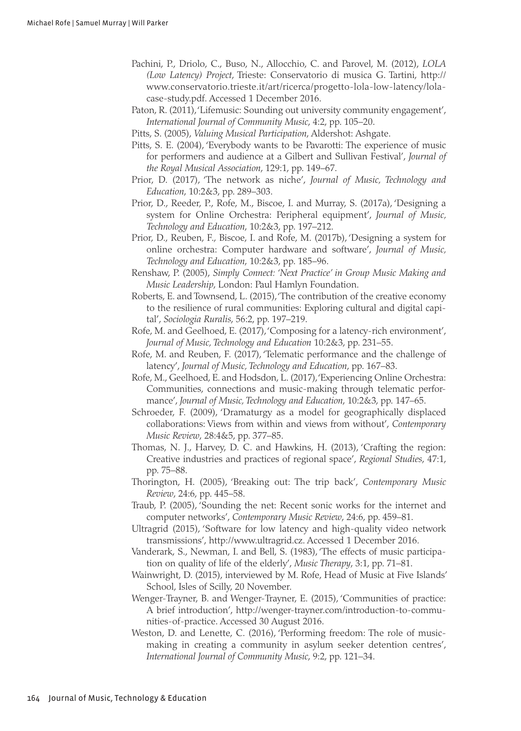Pachini, P., Driolo, C., Buso, N., Allocchio, C. and Parovel, M. (2012), *LOLA (Low Latency) Project*, Trieste: Conservatorio di musica G. Tartini, http://www.conservatorio.trieste.it/art/ricerca/progetto-lola-low-latency/lola-case-study.pdf. Accessed 1 December 2016.

Paton, R. (2011), 'Lifemusic: Sounding out university community engagement', *International Journal of Community Music*, 4:2, pp. 105–20.

Pitts, S. (2005), *Valuing Musical Participation*, Aldershot: Ashgate.

Pitts, S. E. (2004), 'Everybody wants to be Pavarotti: The experience of music for performers and audience at a Gilbert and Sullivan Festival', *Journal of the Royal Musical Association*, 129:1, pp. 149–67.

Prior, D. (2017), 'The network as niche', *Journal of Music, Technology and Education*, 10:2&3, pp. 289–303.

Prior, D., Reeder, P., Rofe, M., Biscoe, I. and Murray, S. (2017a), 'Designing a system for Online Orchestra: Peripheral equipment', *Journal of Music, Technology and Education*, 10:2&3, pp. 197–212.

Prior, D., Reuben, F., Biscoe, I. and Rofe, M. (2017b), 'Designing a system for online orchestra: Computer hardware and software', *Journal of Music, Technology and Education*, 10:2&3, pp. 185–96.

Renshaw, P. (2005), *Simply Connect: 'Next Practice' in Group Music Making and Music Leadership*, London: Paul Hamlyn Foundation.

Roberts, E. and Townsend, L. (2015), 'The contribution of the creative economy to the resilience of rural communities: Exploring cultural and digital capital', *Sociologia Ruralis*, 56:2, pp. 197–219.

Rofe, M. and Geelhoed, E. (2017), 'Composing for a latency-rich environment', *Journal of Music, Technology and Education* 10:2&3, pp. 231–55.

Rofe, M. and Reuben, F. (2017), 'Telematic performance and the challenge of latency', *Journal of Music, Technology and Education*, pp. 167–83.

Rofe, M., Geelhoed, E. and Hodsdon, L. (2017), 'Experiencing Online Orchestra: Communities, connections and music-making through telematic performance', *Journal of Music, Technology and Education*, 10:2&3, pp. 147–65.

Schroeder, F. (2009), 'Dramaturgy as a model for geographically displaced collaborations: Views from within and views from without', *Contemporary Music Review*, 28:4&5, pp. 377–85.

Thomas, N. J., Harvey, D. C. and Hawkins, H. (2013), 'Crafting the region: Creative industries and practices of regional space', *Regional Studies*, 47:1, pp. 75–88.

Thorington, H. (2005), 'Breaking out: The trip back', *Contemporary Music Review*, 24:6, pp. 445–58.

Traub, P. (2005), 'Sounding the net: Recent sonic works for the internet and computer networks', *Contemporary Music Review*, 24:6, pp. 459–81.

Ultragrid (2015), 'Software for low latency and high-quality video network transmissions', http://www.ultragrid.cz. Accessed 1 December 2016.

Vanderark, S., Newman, I. and Bell, S. (1983), 'The effects of music participation on quality of life of the elderly', *Music Therapy*, 3:1, pp. 71–81.

Wainwright, D. (2015), interviewed by M. Rofe, Head of Music at Five Islands' School, Isles of Scilly, 20 November.

Wenger-Trayner, B. and Wenger-Trayner, E. (2015), 'Communities of practice: A brief introduction', http://wenger-trayner.com/introduction-to-communities-of-practice. Accessed 30 August 2016.

Weston, D. and Lenette, C. (2016), 'Performing freedom: The role of music-making in creating a community in asylum seeker detention centres', *International Journal of Community Music*, 9:2, pp. 121–34.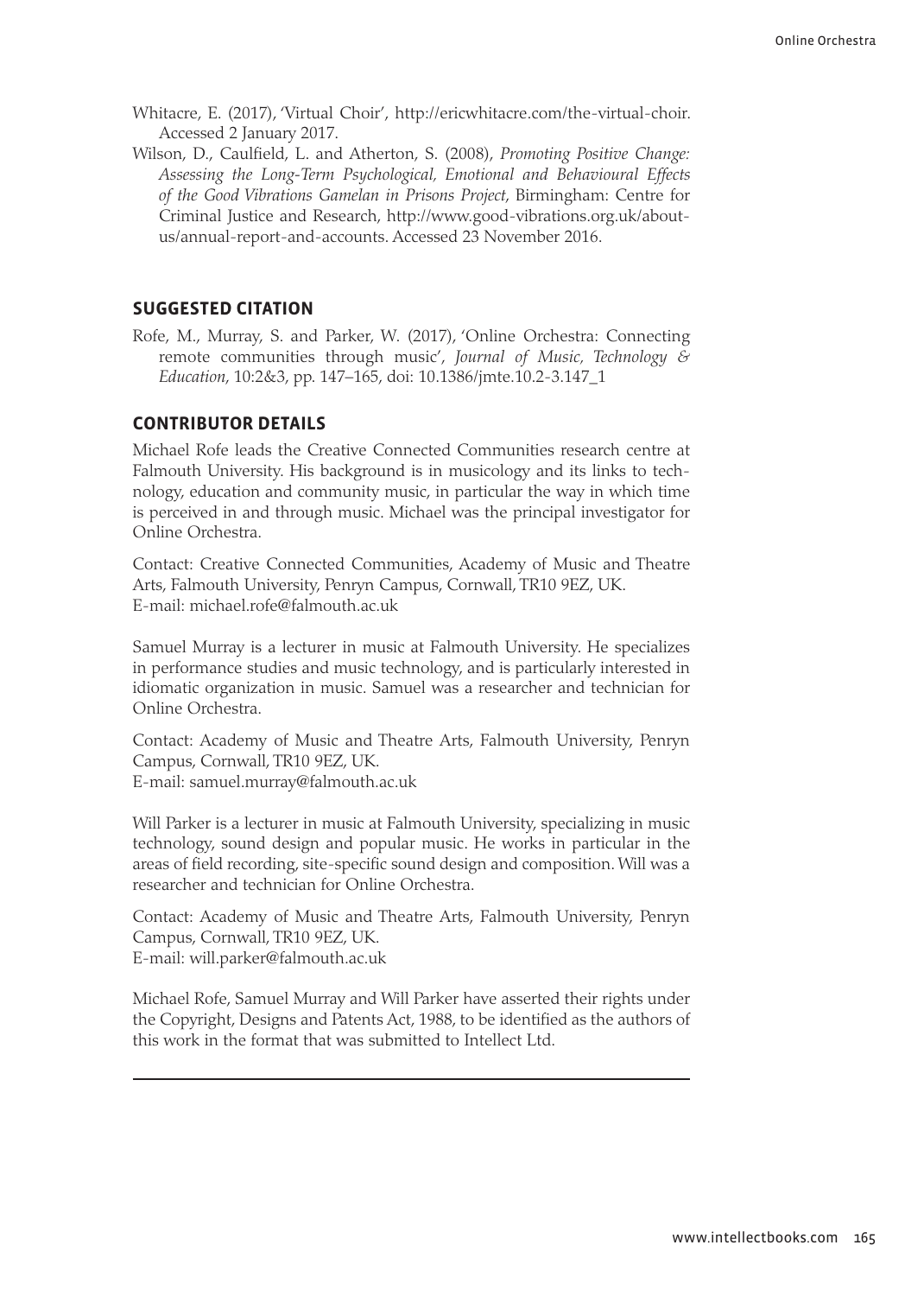Whitacre, E. (2017), 'Virtual Choir', http://ericwhitacre.com/the-virtual-choir. Accessed 2 January 2017.

Wilson, D., Caulfield, L. and Atherton, S. (2008), *Promoting Positive Change: Assessing the Long-Term Psychological, Emotional and Behavioural Effects of the Good Vibrations Gamelan in Prisons Project*, Birmingham: Centre for Criminal Justice and Research, http://www.good-vibrations.org.uk/about-us/annual-report-and-accounts. Accessed 23 November 2016.

## SUGGESTED CITATION

Rofe, M., Murray, S. and Parker, W. (2017), 'Online Orchestra: Connecting remote communities through music', *Journal of Music, Technology & Education*, 10:2&3, pp. 147–165, doi: 10.1386/jmte.10.2-3.147_1

## CONTRIBUTOR DETAILS

Michael Rofe leads the Creative Connected Communities research centre at Falmouth University. His background is in musicology and its links to technology, education and community music, in particular the way in which time is perceived in and through music. Michael was the principal investigator for Online Orchestra.

Contact: Creative Connected Communities, Academy of Music and Theatre Arts, Falmouth University, Penryn Campus, Cornwall, TR10 9EZ, UK.
E-mail: michael.rofe@falmouth.ac.uk

Samuel Murray is a lecturer in music at Falmouth University. He specializes in performance studies and music technology, and is particularly interested in idiomatic organization in music. Samuel was a researcher and technician for Online Orchestra.

Contact: Academy of Music and Theatre Arts, Falmouth University, Penryn Campus, Cornwall, TR10 9EZ, UK.
E-mail: samuel.murray@falmouth.ac.uk

Will Parker is a lecturer in music at Falmouth University, specializing in music technology, sound design and popular music. He works in particular in the areas of field recording, site-specific sound design and composition. Will was a researcher and technician for Online Orchestra.

Contact: Academy of Music and Theatre Arts, Falmouth University, Penryn Campus, Cornwall, TR10 9EZ, UK.
E-mail: will.parker@falmouth.ac.uk

Michael Rofe, Samuel Murray and Will Parker have asserted their rights under the Copyright, Designs and Patents Act, 1988, to be identified as the authors of this work in the format that was submitted to Intellect Ltd.